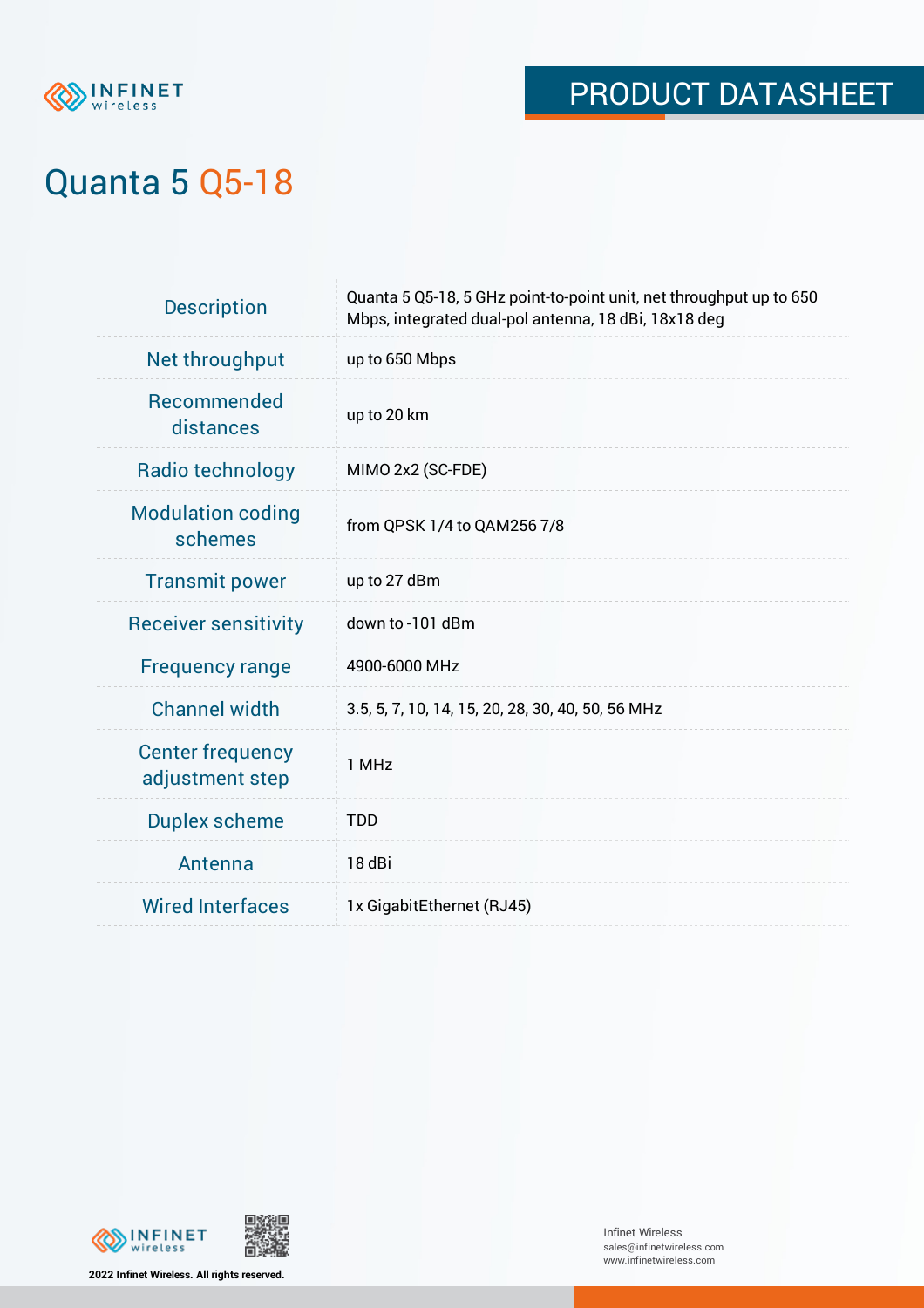PRODUCT DATASHEET

# Quanta 5 Q5-18

| | |
|---|---|
| Description | Quanta 5 Q5-18, 5 GHz point-to-point unit, net throughput up to 650 Mbps, integrated dual-pol antenna, 18 dBi, 18x18 deg |
| Net throughput | up to 650 Mbps |
| Recommended distances | up to 20 km |
| Radio technology | MIMO 2x2 (SC-FDE) |
| Modulation coding schemes | from QPSK 1/4 to QAM256 7/8 |
| Transmit power | up to 27 dBm |
| Receiver sensitivity | down to -101 dBm |
| Frequency range | 4900-6000 MHz |
| Channel width | 3.5, 5, 7, 10, 14, 15, 20, 28, 30, 40, 50, 56 MHz |
| Center frequency adjustment step | 1 MHz |
| Duplex scheme | TDD |
| Antenna | 18 dBi |
| Wired Interfaces | 1x GigabitEthernet (RJ45) |

2022 Infinet Wireless. All rights reserved.

Infinet Wireless
sales@infinetwireless.com
www.infinetwireless.com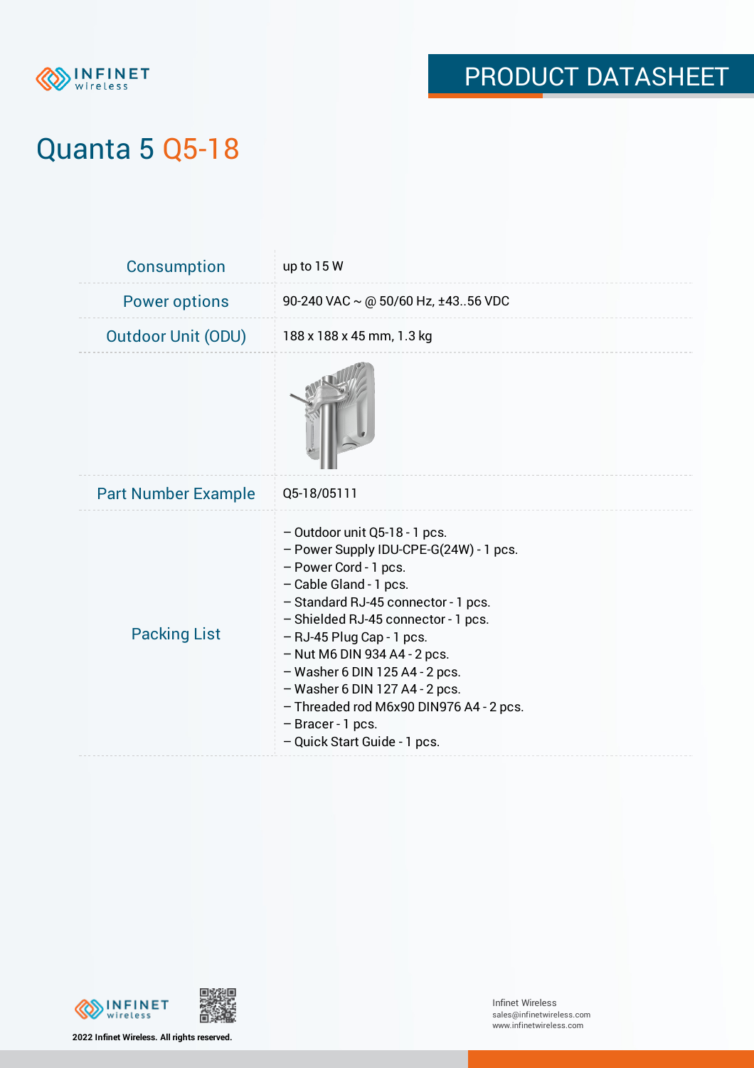# Quanta 5 Q5-18

| | |
|---|---|
| Consumption | up to 15 W |
| Power options | 90-240 VAC ~ @ 50/60 Hz, ±43..56 VDC |
| Outdoor Unit (ODU) | 188 x 188 x 45 mm, 1.3 kg |
| Part Number Example | Q5-18/05111 |
| Packing List | – Outdoor unit Q5-18 - 1 pcs.<br>– Power Supply IDU-CPE-G(24W) - 1 pcs.<br>– Power Cord - 1 pcs.<br>– Cable Gland - 1 pcs.<br>– Standard RJ-45 connector - 1 pcs.<br>– Shielded RJ-45 connector - 1 pcs.<br>– RJ-45 Plug Cap - 1 pcs.<br>– Nut M6 DIN 934 A4 - 2 pcs.<br>– Washer 6 DIN 125 A4 - 2 pcs.<br>– Washer 6 DIN 127 A4 - 2 pcs.<br>– Threaded rod M6x90 DIN976 A4 - 2 pcs.<br>– Bracer - 1 pcs.<br>– Quick Start Guide - 1 pcs. |

2022 Infinet Wireless. All rights reserved.

Infinet Wireless
sales@infinetwireless.com
www.infinetwireless.com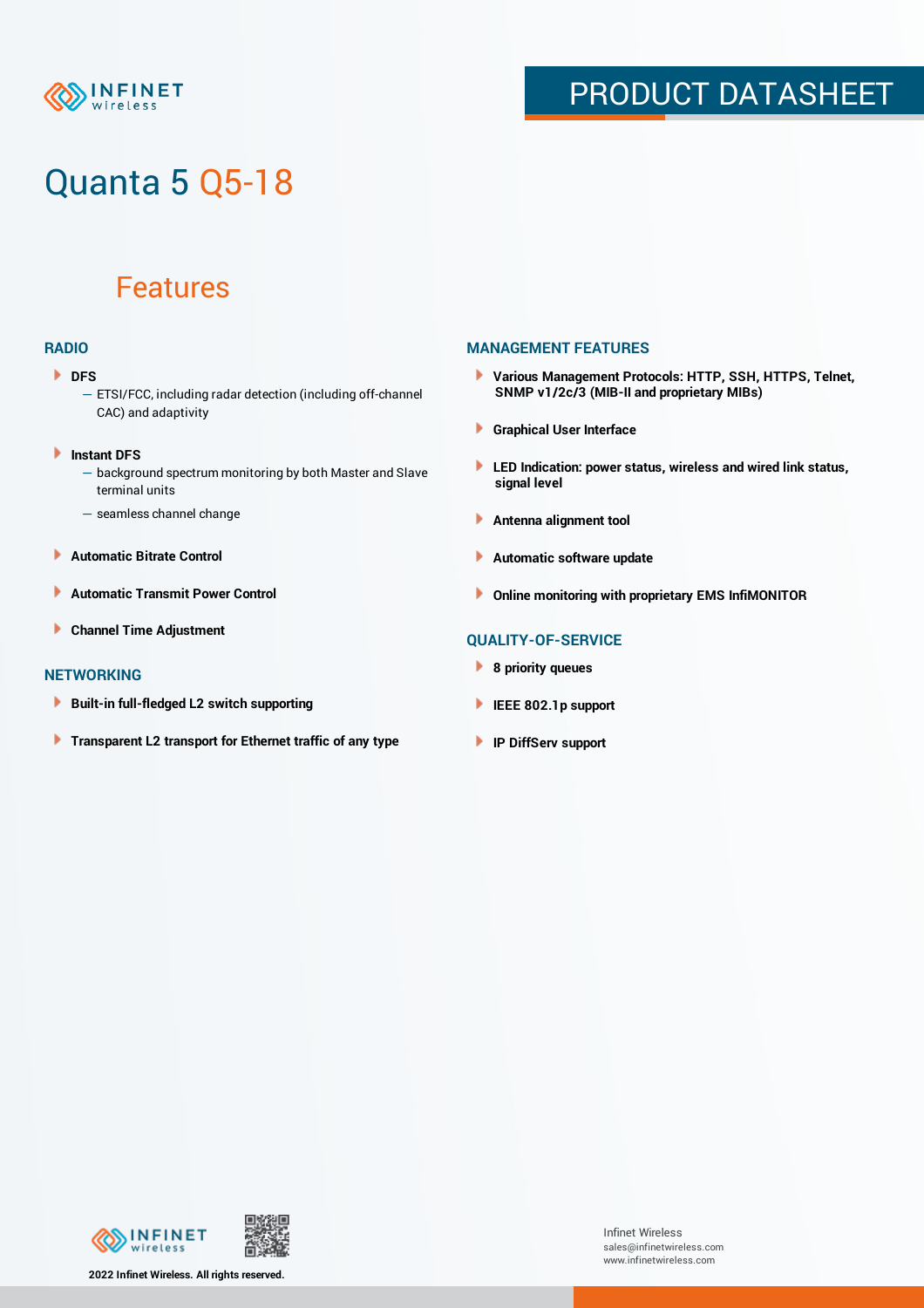# Quanta 5 Q5-18

## Features

### RADIO

- **DFS**
  - ETSI/FCC, including radar detection (including off-channel CAC) and adaptivity
- **Instant DFS**
  - background spectrum monitoring by both Master and Slave terminal units
  - seamless channel change
- **Automatic Bitrate Control**
- **Automatic Transmit Power Control**
- **Channel Time Adjustment**

### NETWORKING

- **Built-in full-fledged L2 switch supporting**
- **Transparent L2 transport for Ethernet traffic of any type**

### MANAGEMENT FEATURES

- **Various Management Protocols: HTTP, SSH, HTTPS, Telnet, SNMP v1/2c/3 (MIB-II and proprietary MIBs)**
- **Graphical User Interface**
- **LED Indication: power status, wireless and wired link status, signal level**
- **Antenna alignment tool**
- **Automatic software update**
- **Online monitoring with proprietary EMS InfiMONITOR**

### QUALITY-OF-SERVICE

- **8 priority queues**
- **IEEE 802.1p support**
- **IP DiffServ support**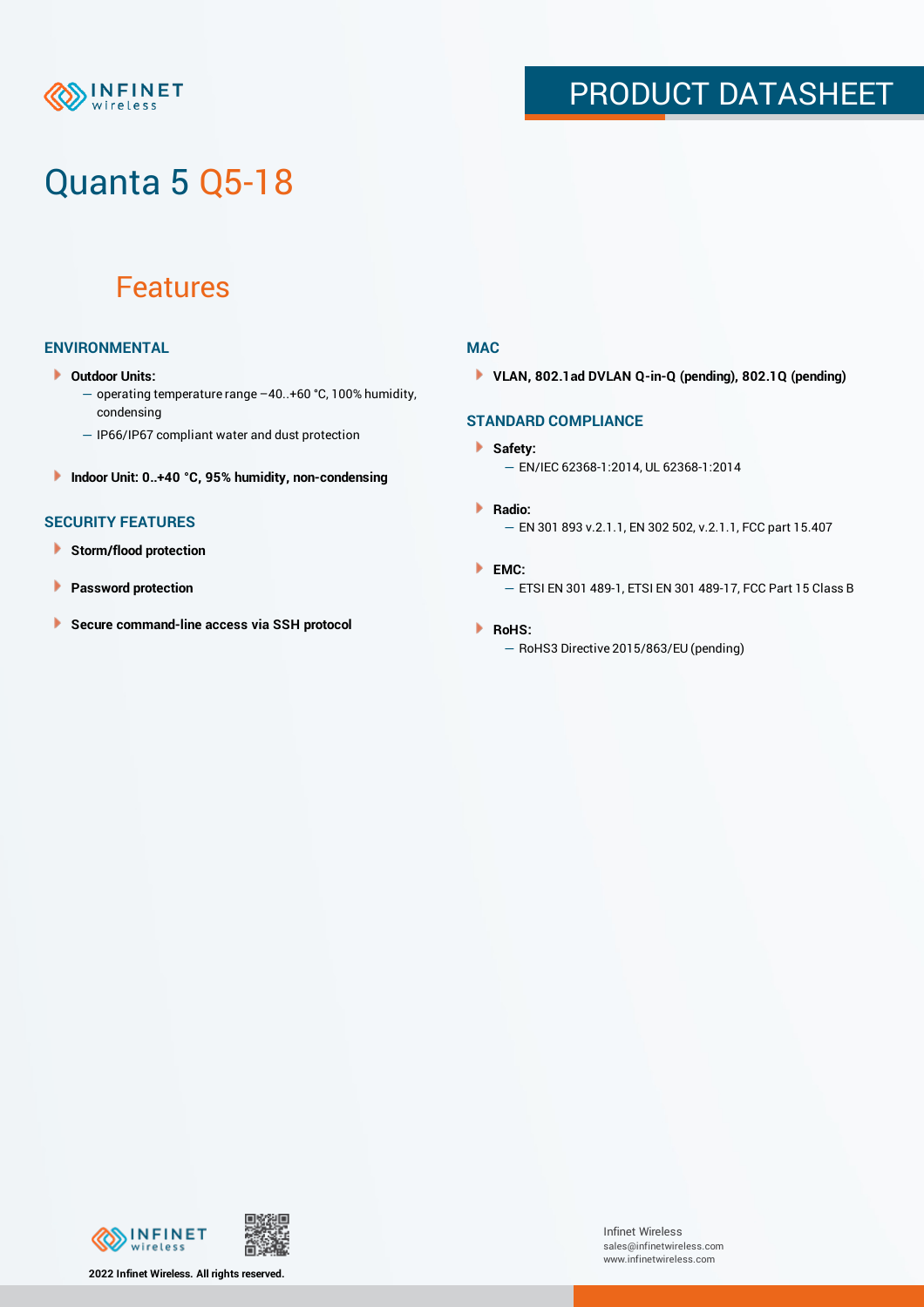# Quanta 5 Q5-18

## Features

### ENVIRONMENTAL

- **Outdoor Units:**
  - operating temperature range –40..+60 °C, 100% humidity, condensing
  - IP66/IP67 compliant water and dust protection
- **Indoor Unit: 0..+40 °C, 95% humidity, non-condensing**

### SECURITY FEATURES

- **Storm/flood protection**
- **Password protection**
- **Secure command-line access via SSH protocol**

### MAC

- **VLAN, 802.1ad DVLAN Q-in-Q (pending), 802.1Q (pending)**

### STANDARD COMPLIANCE

- **Safety:**
  - EN/IEC 62368-1:2014, UL 62368-1:2014
- **Radio:**
  - EN 301 893 v.2.1.1, EN 302 502, v.2.1.1, FCC part 15.407
- **EMC:**
  - ETSI EN 301 489-1, ETSI EN 301 489-17, FCC Part 15 Class B
- **RoHS:**
  - RoHS3 Directive 2015/863/EU (pending)

2022 Infinet Wireless. All rights reserved.

Infinet Wireless
sales@infinetwireless.com
www.infinetwireless.com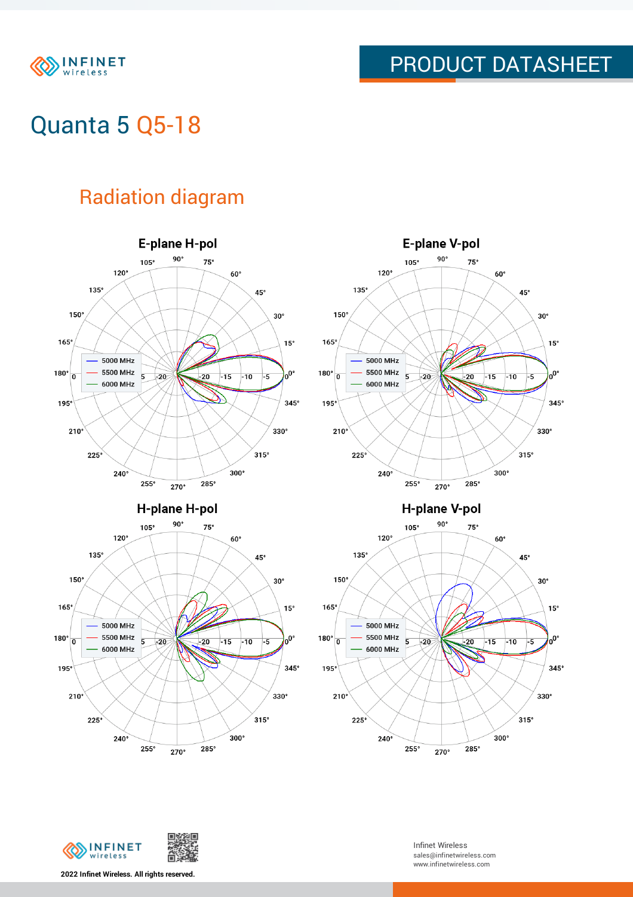# Quanta 5 Q5-18

## Radiation diagram

E-plane H-pol

E-plane V-pol

H-plane H-pol

H-plane V-pol

5000 MHz
5500 MHz
6000 MHz

0°
15°
30°
45°
60°
75°
90°
105°
120°
135°
150°
165°
180°
195°
210°
225°
240°
255°
270°
285°
300°
315°
330°
345°

0
-5
-10
-15
-20
-25

Infinet Wireless
sales@infinetwireless.com
www.infinetwireless.com

2022 Infinet Wireless. All rights reserved.